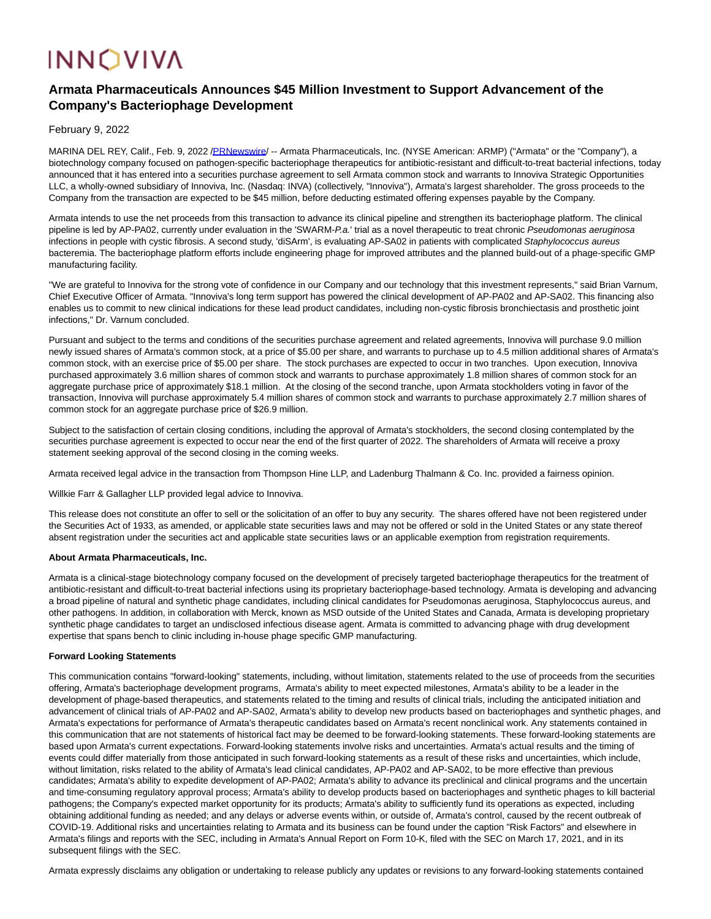INNOVIVA

# Armata Pharmaceuticals Announces $45 Million Investment to Support Advancement of the Company's Bacteriophage Development

February 9, 2022

MARINA DEL REY, Calif., Feb. 9, 2022 /PRNewswire/ -- Armata Pharmaceuticals, Inc. (NYSE American: ARMP) ("Armata" or the "Company"), a biotechnology company focused on pathogen-specific bacteriophage therapeutics for antibiotic-resistant and difficult-to-treat bacterial infections, today announced that it has entered into a securities purchase agreement to sell Armata common stock and warrants to Innoviva Strategic Opportunities LLC, a wholly-owned subsidiary of Innoviva, Inc. (Nasdaq: INVA) (collectively, "Innoviva"), Armata's largest shareholder. The gross proceeds to the Company from the transaction are expected to be $45 million, before deducting estimated offering expenses payable by the Company.

Armata intends to use the net proceeds from this transaction to advance its clinical pipeline and strengthen its bacteriophage platform. The clinical pipeline is led by AP-PA02, currently under evaluation in the 'SWARM-*P.a.*' trial as a novel therapeutic to treat chronic *Pseudomonas aeruginosa* infections in people with cystic fibrosis. A second study, 'diSArm', is evaluating AP-SA02 in patients with complicated *Staphylococcus aureus* bacteremia. The bacteriophage platform efforts include engineering phage for improved attributes and the planned build-out of a phage-specific GMP manufacturing facility.

"We are grateful to Innoviva for the strong vote of confidence in our Company and our technology that this investment represents," said Brian Varnum, Chief Executive Officer of Armata. "Innoviva's long term support has powered the clinical development of AP-PA02 and AP-SA02. This financing also enables us to commit to new clinical indications for these lead product candidates, including non-cystic fibrosis bronchiectasis and prosthetic joint infections," Dr. Varnum concluded.

Pursuant and subject to the terms and conditions of the securities purchase agreement and related agreements, Innoviva will purchase 9.0 million newly issued shares of Armata's common stock, at a price of $5.00 per share, and warrants to purchase up to 4.5 million additional shares of Armata's common stock, with an exercise price of $5.00 per share. The stock purchases are expected to occur in two tranches. Upon execution, Innoviva purchased approximately 3.6 million shares of common stock and warrants to purchase approximately 1.8 million shares of common stock for an aggregate purchase price of approximately $18.1 million. At the closing of the second tranche, upon Armata stockholders voting in favor of the transaction, Innoviva will purchase approximately 5.4 million shares of common stock and warrants to purchase approximately 2.7 million shares of common stock for an aggregate purchase price of $26.9 million.

Subject to the satisfaction of certain closing conditions, including the approval of Armata's stockholders, the second closing contemplated by the securities purchase agreement is expected to occur near the end of the first quarter of 2022. The shareholders of Armata will receive a proxy statement seeking approval of the second closing in the coming weeks.

Armata received legal advice in the transaction from Thompson Hine LLP, and Ladenburg Thalmann & Co. Inc. provided a fairness opinion.

Willkie Farr & Gallagher LLP provided legal advice to Innoviva.

This release does not constitute an offer to sell or the solicitation of an offer to buy any security. The shares offered have not been registered under the Securities Act of 1933, as amended, or applicable state securities laws and may not be offered or sold in the United States or any state thereof absent registration under the securities act and applicable state securities laws or an applicable exemption from registration requirements.

**About Armata Pharmaceuticals, Inc.**

Armata is a clinical-stage biotechnology company focused on the development of precisely targeted bacteriophage therapeutics for the treatment of antibiotic-resistant and difficult-to-treat bacterial infections using its proprietary bacteriophage-based technology. Armata is developing and advancing a broad pipeline of natural and synthetic phage candidates, including clinical candidates for Pseudomonas aeruginosa, Staphylococcus aureus, and other pathogens. In addition, in collaboration with Merck, known as MSD outside of the United States and Canada, Armata is developing proprietary synthetic phage candidates to target an undisclosed infectious disease agent. Armata is committed to advancing phage with drug development expertise that spans bench to clinic including in-house phage specific GMP manufacturing.

**Forward Looking Statements**

This communication contains "forward-looking" statements, including, without limitation, statements related to the use of proceeds from the securities offering, Armata's bacteriophage development programs, Armata's ability to meet expected milestones, Armata's ability to be a leader in the development of phage-based therapeutics, and statements related to the timing and results of clinical trials, including the anticipated initiation and advancement of clinical trials of AP-PA02 and AP-SA02, Armata's ability to develop new products based on bacteriophages and synthetic phages, and Armata's expectations for performance of Armata's therapeutic candidates based on Armata's recent nonclinical work. Any statements contained in this communication that are not statements of historical fact may be deemed to be forward-looking statements. These forward-looking statements are based upon Armata's current expectations. Forward-looking statements involve risks and uncertainties. Armata's actual results and the timing of events could differ materially from those anticipated in such forward-looking statements as a result of these risks and uncertainties, which include, without limitation, risks related to the ability of Armata's lead clinical candidates, AP-PA02 and AP-SA02, to be more effective than previous candidates; Armata's ability to expedite development of AP-PA02; Armata's ability to advance its preclinical and clinical programs and the uncertain and time-consuming regulatory approval process; Armata's ability to develop products based on bacteriophages and synthetic phages to kill bacterial pathogens; the Company's expected market opportunity for its products; Armata's ability to sufficiently fund its operations as expected, including obtaining additional funding as needed; and any delays or adverse events within, or outside of, Armata's control, caused by the recent outbreak of COVID-19. Additional risks and uncertainties relating to Armata and its business can be found under the caption "Risk Factors" and elsewhere in Armata's filings and reports with the SEC, including in Armata's Annual Report on Form 10-K, filed with the SEC on March 17, 2021, and in its subsequent filings with the SEC.

Armata expressly disclaims any obligation or undertaking to release publicly any updates or revisions to any forward-looking statements contained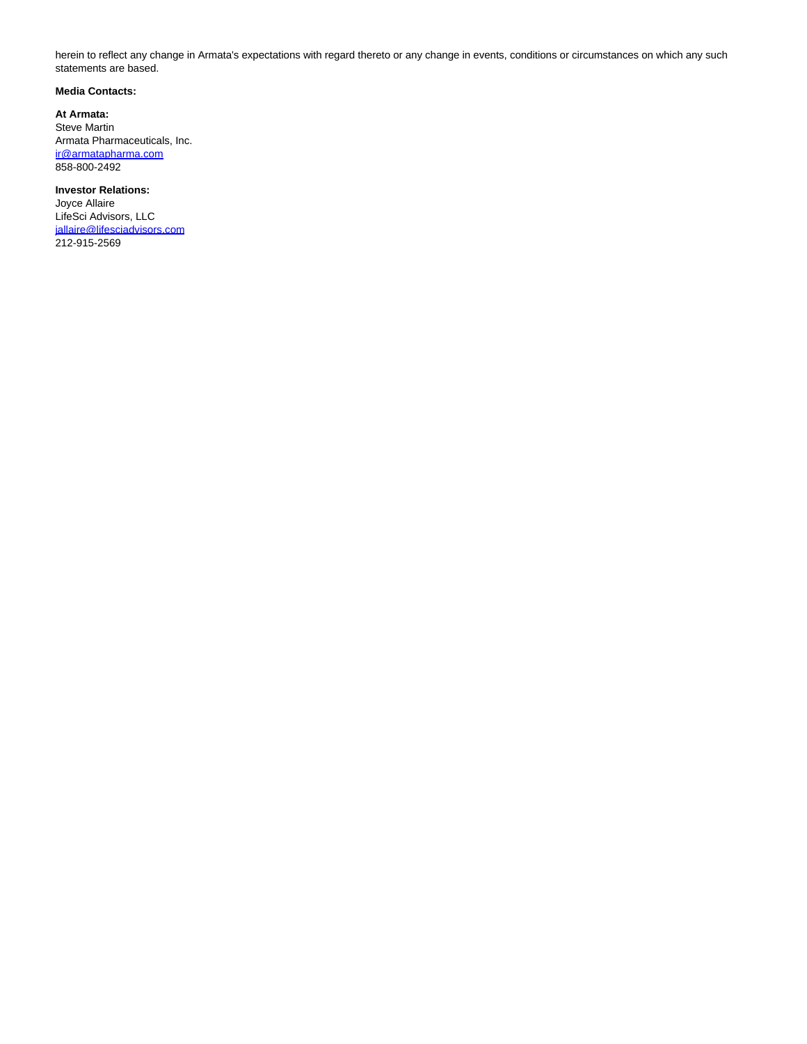herein to reflect any change in Armata's expectations with regard thereto or any change in events, conditions or circumstances on which any such statements are based.

**Media Contacts:**

**At Armata:**
Steve Martin
Armata Pharmaceuticals, Inc.
ir@armatapharma.com
858-800-2492

**Investor Relations:**
Joyce Allaire
LifeSci Advisors, LLC
jallaire@lifesciadvisors.com
212-915-2569